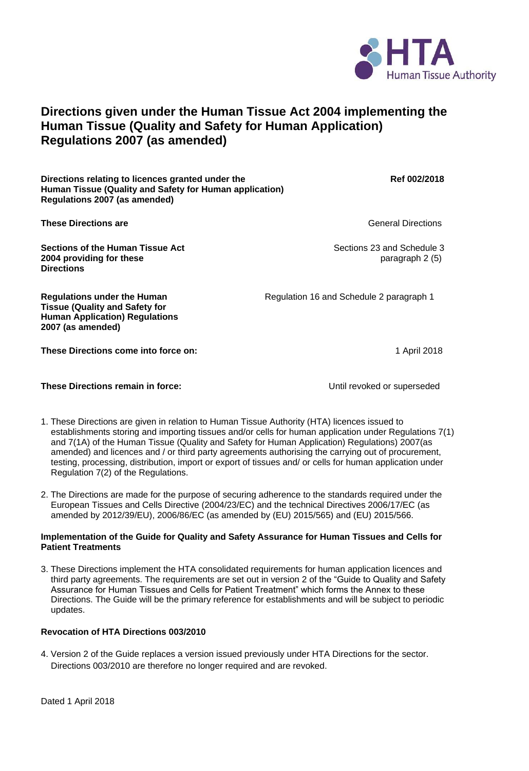HTA
Human Tissue Authority

# Directions given under the Human Tissue Act 2004 implementing the Human Tissue (Quality and Safety for Human Application) Regulations 2007 (as amended)

| | |
|---|---|
| **Directions relating to licences granted under the Human Tissue (Quality and Safety for Human application) Regulations 2007 (as amended)** | **Ref 002/2018** |
| **These Directions are** | General Directions |
| **Sections of the Human Tissue Act 2004 providing for these Directions** | Sections 23 and Schedule 3 paragraph 2 (5) |
| **Regulations under the Human Tissue (Quality and Safety for Human Application) Regulations 2007 (as amended)** | Regulation 16 and Schedule 2 paragraph 1 |
| **These Directions come into force on:** | 1 April 2018 |
| **These Directions remain in force:** | Until revoked or superseded |

1. These Directions are given in relation to Human Tissue Authority (HTA) licences issued to establishments storing and importing tissues and/or cells for human application under Regulations 7(1) and 7(1A) of the Human Tissue (Quality and Safety for Human Application) Regulations) 2007(as amended) and licences and / or third party agreements authorising the carrying out of procurement, testing, processing, distribution, import or export of tissues and/ or cells for human application under Regulation 7(2) of the Regulations.

2. The Directions are made for the purpose of securing adherence to the standards required under the European Tissues and Cells Directive (2004/23/EC) and the technical Directives 2006/17/EC (as amended by 2012/39/EU), 2006/86/EC (as amended by (EU) 2015/565) and (EU) 2015/566.

**Implementation of the Guide for Quality and Safety Assurance for Human Tissues and Cells for Patient Treatments**

3. These Directions implement the HTA consolidated requirements for human application licences and third party agreements. The requirements are set out in version 2 of the "Guide to Quality and Safety Assurance for Human Tissues and Cells for Patient Treatment" which forms the Annex to these Directions. The Guide will be the primary reference for establishments and will be subject to periodic updates.

**Revocation of HTA Directions 003/2010**

4. Version 2 of the Guide replaces a version issued previously under HTA Directions for the sector. Directions 003/2010 are therefore no longer required and are revoked.

Dated 1 April 2018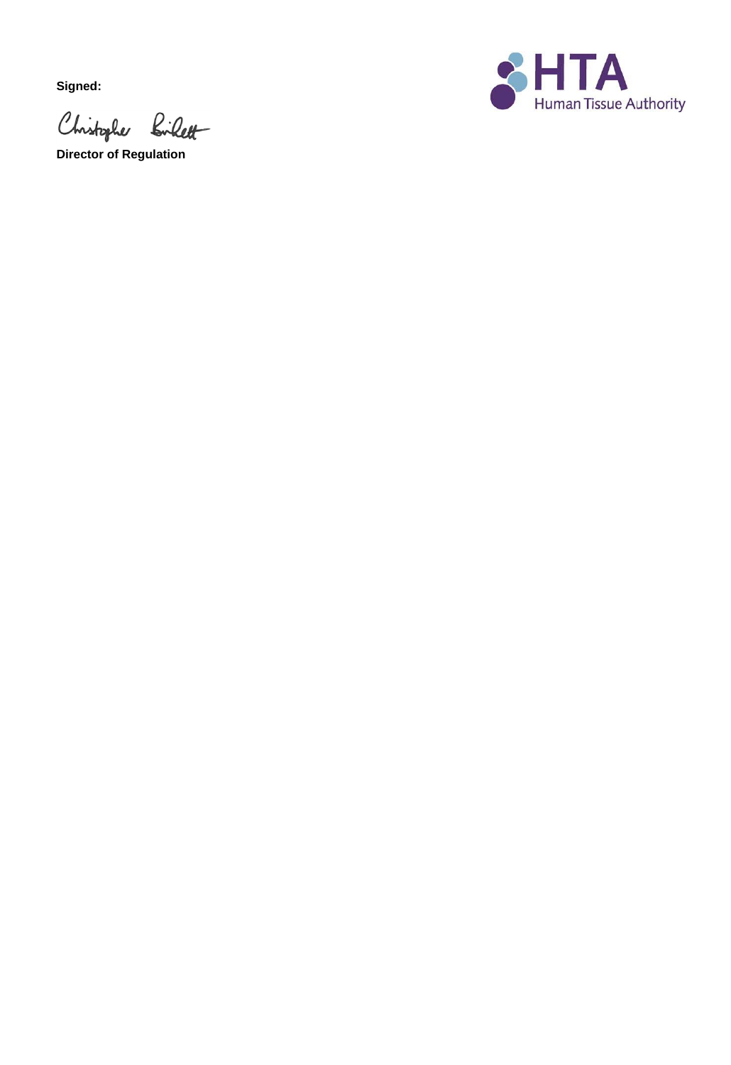**Signed:**

Christopher Birkett

**Director of Regulation**